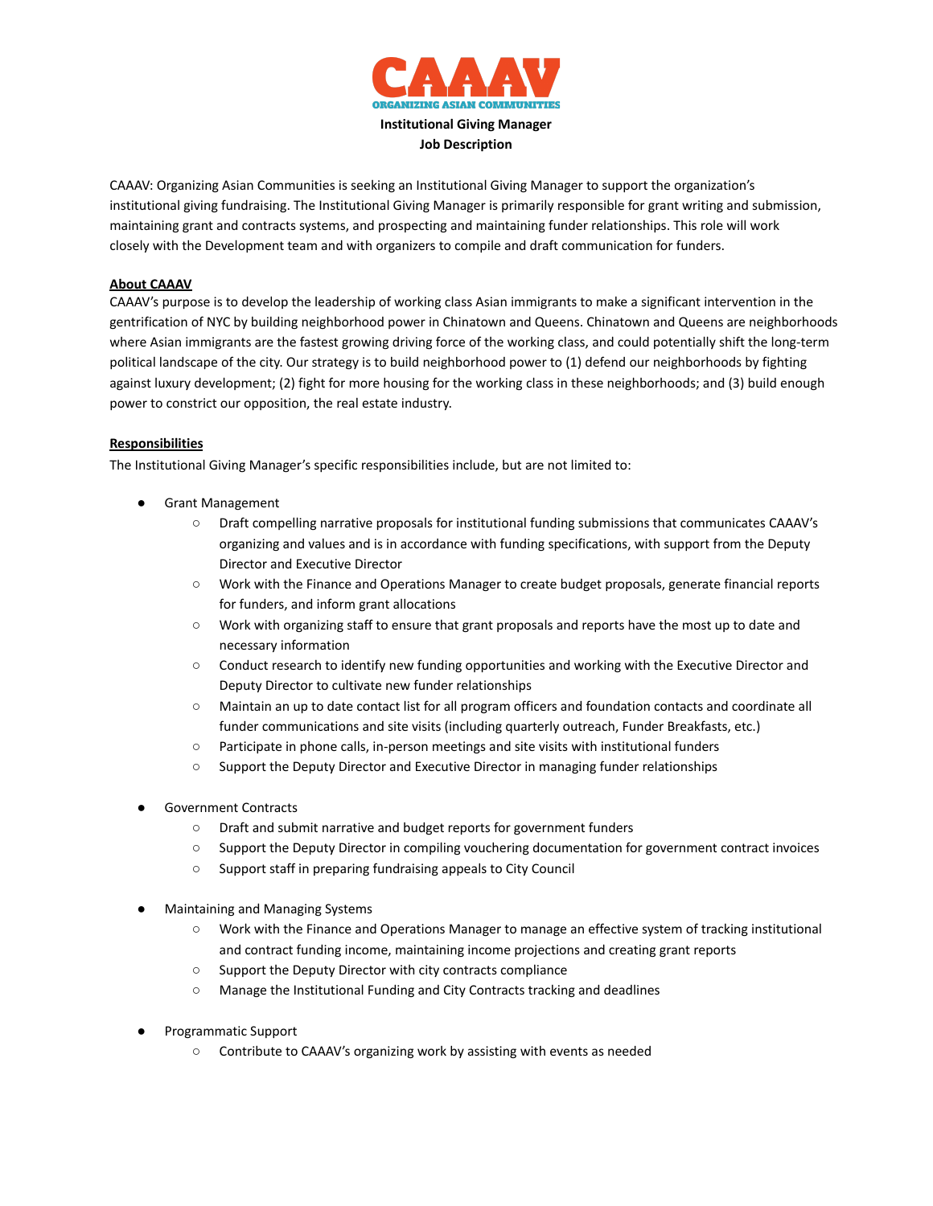# CAAAV

ORGANIZING ASIAN COMMUNITIES

**Institutional Giving Manager**
**Job Description**

CAAAV: Organizing Asian Communities is seeking an Institutional Giving Manager to support the organization's institutional giving fundraising. The Institutional Giving Manager is primarily responsible for grant writing and submission, maintaining grant and contracts systems, and prospecting and maintaining funder relationships. This role will work closely with the Development team and with organizers to compile and draft communication for funders.

## About CAAAV

CAAAV's purpose is to develop the leadership of working class Asian immigrants to make a significant intervention in the gentrification of NYC by building neighborhood power in Chinatown and Queens. Chinatown and Queens are neighborhoods where Asian immigrants are the fastest growing driving force of the working class, and could potentially shift the long-term political landscape of the city. Our strategy is to build neighborhood power to (1) defend our neighborhoods by fighting against luxury development; (2) fight for more housing for the working class in these neighborhoods; and (3) build enough power to constrict our opposition, the real estate industry.

## Responsibilities

The Institutional Giving Manager's specific responsibilities include, but are not limited to:

- Grant Management
  - Draft compelling narrative proposals for institutional funding submissions that communicates CAAAV's organizing and values and is in accordance with funding specifications, with support from the Deputy Director and Executive Director
  - Work with the Finance and Operations Manager to create budget proposals, generate financial reports for funders, and inform grant allocations
  - Work with organizing staff to ensure that grant proposals and reports have the most up to date and necessary information
  - Conduct research to identify new funding opportunities and working with the Executive Director and Deputy Director to cultivate new funder relationships
  - Maintain an up to date contact list for all program officers and foundation contacts and coordinate all funder communications and site visits (including quarterly outreach, Funder Breakfasts, etc.)
  - Participate in phone calls, in-person meetings and site visits with institutional funders
  - Support the Deputy Director and Executive Director in managing funder relationships

- Government Contracts
  - Draft and submit narrative and budget reports for government funders
  - Support the Deputy Director in compiling vouchering documentation for government contract invoices
  - Support staff in preparing fundraising appeals to City Council

- Maintaining and Managing Systems
  - Work with the Finance and Operations Manager to manage an effective system of tracking institutional and contract funding income, maintaining income projections and creating grant reports
  - Support the Deputy Director with city contracts compliance
  - Manage the Institutional Funding and City Contracts tracking and deadlines

- Programmatic Support
  - Contribute to CAAAV's organizing work by assisting with events as needed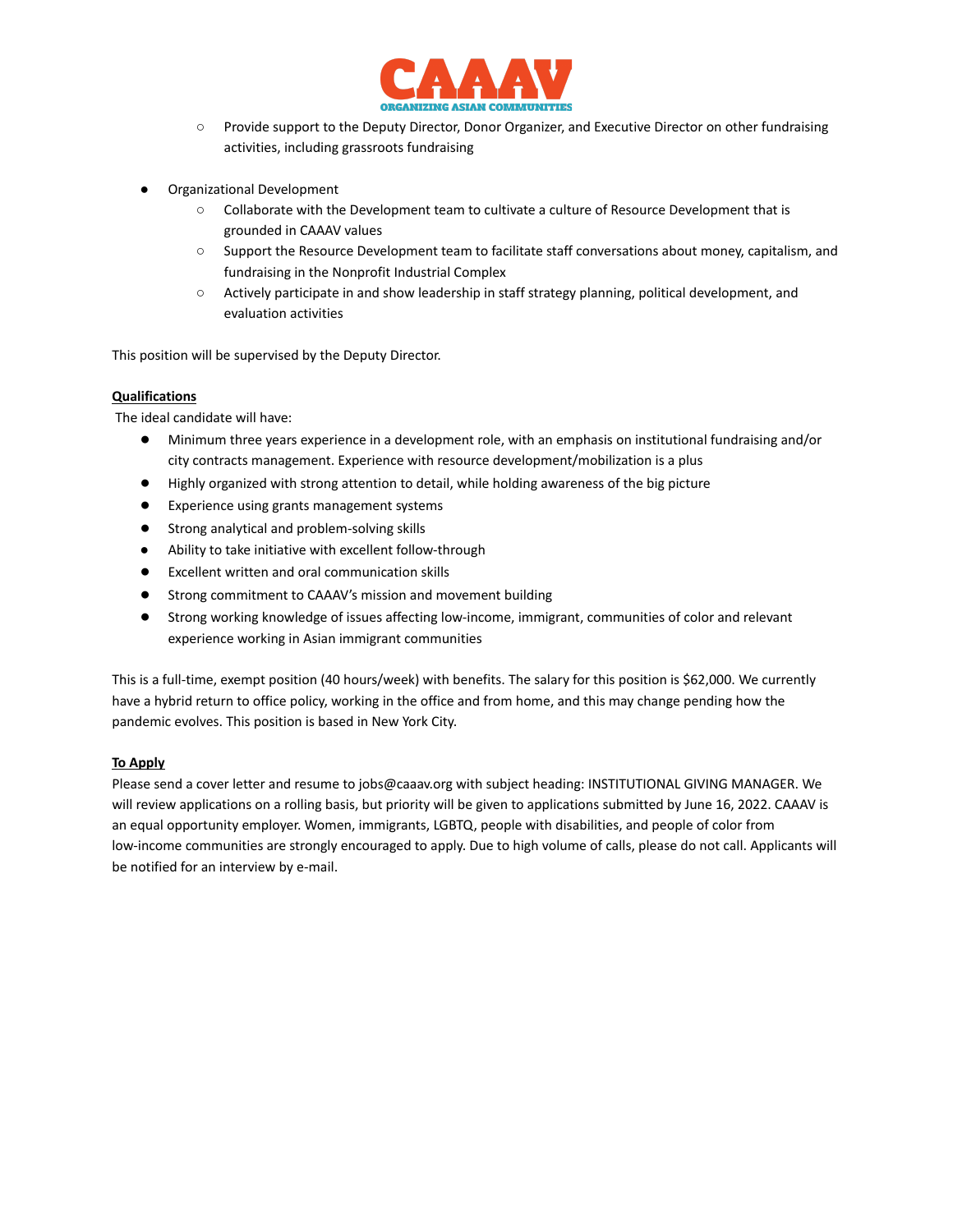- Provide support to the Deputy Director, Donor Organizer, and Executive Director on other fundraising activities, including grassroots fundraising

- Organizational Development
  - Collaborate with the Development team to cultivate a culture of Resource Development that is grounded in CAAAV values
  - Support the Resource Development team to facilitate staff conversations about money, capitalism, and fundraising in the Nonprofit Industrial Complex
  - Actively participate in and show leadership in staff strategy planning, political development, and evaluation activities

This position will be supervised by the Deputy Director.

**Qualifications**

The ideal candidate will have:

- Minimum three years experience in a development role, with an emphasis on institutional fundraising and/or city contracts management. Experience with resource development/mobilization is a plus
- Highly organized with strong attention to detail, while holding awareness of the big picture
- Experience using grants management systems
- Strong analytical and problem-solving skills
- Ability to take initiative with excellent follow-through
- Excellent written and oral communication skills
- Strong commitment to CAAAV's mission and movement building
- Strong working knowledge of issues affecting low-income, immigrant, communities of color and relevant experience working in Asian immigrant communities

This is a full-time, exempt position (40 hours/week) with benefits. The salary for this position is $62,000. We currently have a hybrid return to office policy, working in the office and from home, and this may change pending how the pandemic evolves. This position is based in New York City.

**To Apply**

Please send a cover letter and resume to jobs@caaav.org with subject heading: INSTITUTIONAL GIVING MANAGER. We will review applications on a rolling basis, but priority will be given to applications submitted by June 16, 2022. CAAAV is an equal opportunity employer. Women, immigrants, LGBTQ, people with disabilities, and people of color from low-income communities are strongly encouraged to apply. Due to high volume of calls, please do not call. Applicants will be notified for an interview by e-mail.